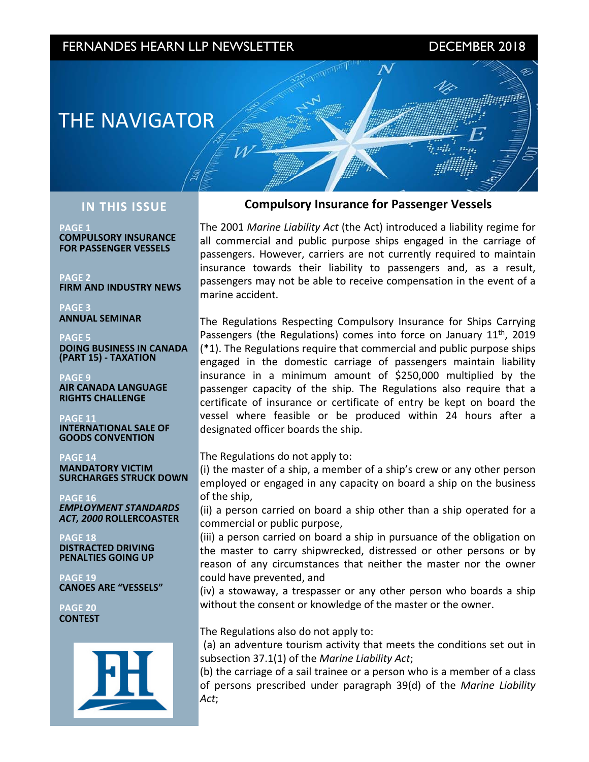FERNANDES HEARN LLP NEWSLETTER DECEMBER 2018

# THE NAVIGATOR

## IN THIS ISSUE

**PAGE 1**
**COMPULSORY INSURANCE FOR PASSENGER VESSELS**

**PAGE 2**
**FIRM AND INDUSTRY NEWS**

**PAGE 3**
**ANNUAL SEMINAR**

**PAGE 5**
**DOING BUSINESS IN CANADA (PART 15) - TAXATION**

**PAGE 9**
**AIR CANADA LANGUAGE RIGHTS CHALLENGE**

**PAGE 11**
**INTERNATIONAL SALE OF GOODS CONVENTION**

**PAGE 14**
**MANDATORY VICTIM SURCHARGES STRUCK DOWN**

**PAGE 16**
***EMPLOYMENT STANDARDS ACT, 2000* ROLLERCOASTER**

**PAGE 18**
**DISTRACTED DRIVING PENALTIES GOING UP**

**PAGE 19**
**CANOES ARE "VESSELS"**

**PAGE 20**
**CONTEST**

## Compulsory Insurance for Passenger Vessels

The 2001 *Marine Liability Act* (the Act) introduced a liability regime for all commercial and public purpose ships engaged in the carriage of passengers. However, carriers are not currently required to maintain insurance towards their liability to passengers and, as a result, passengers may not be able to receive compensation in the event of a marine accident.

The Regulations Respecting Compulsory Insurance for Ships Carrying Passengers (the Regulations) comes into force on January 11th, 2019 (*1). The Regulations require that commercial and public purpose ships engaged in the domestic carriage of passengers maintain liability insurance in a minimum amount of $250,000 multiplied by the passenger capacity of the ship. The Regulations also require that a certificate of insurance or certificate of entry be kept on board the vessel where feasible or be produced within 24 hours after a designated officer boards the ship.

The Regulations do not apply to:
(i) the master of a ship, a member of a ship's crew or any other person employed or engaged in any capacity on board a ship on the business of the ship,
(ii) a person carried on board a ship other than a ship operated for a commercial or public purpose,
(iii) a person carried on board a ship in pursuance of the obligation on the master to carry shipwrecked, distressed or other persons or by reason of any circumstances that neither the master nor the owner could have prevented, and
(iv) a stowaway, a trespasser or any other person who boards a ship without the consent or knowledge of the master or the owner.

The Regulations also do not apply to:
(a) an adventure tourism activity that meets the conditions set out in subsection 37.1(1) of the *Marine Liability Act*;
(b) the carriage of a sail trainee or a person who is a member of a class of persons prescribed under paragraph 39(d) of the *Marine Liability Act*;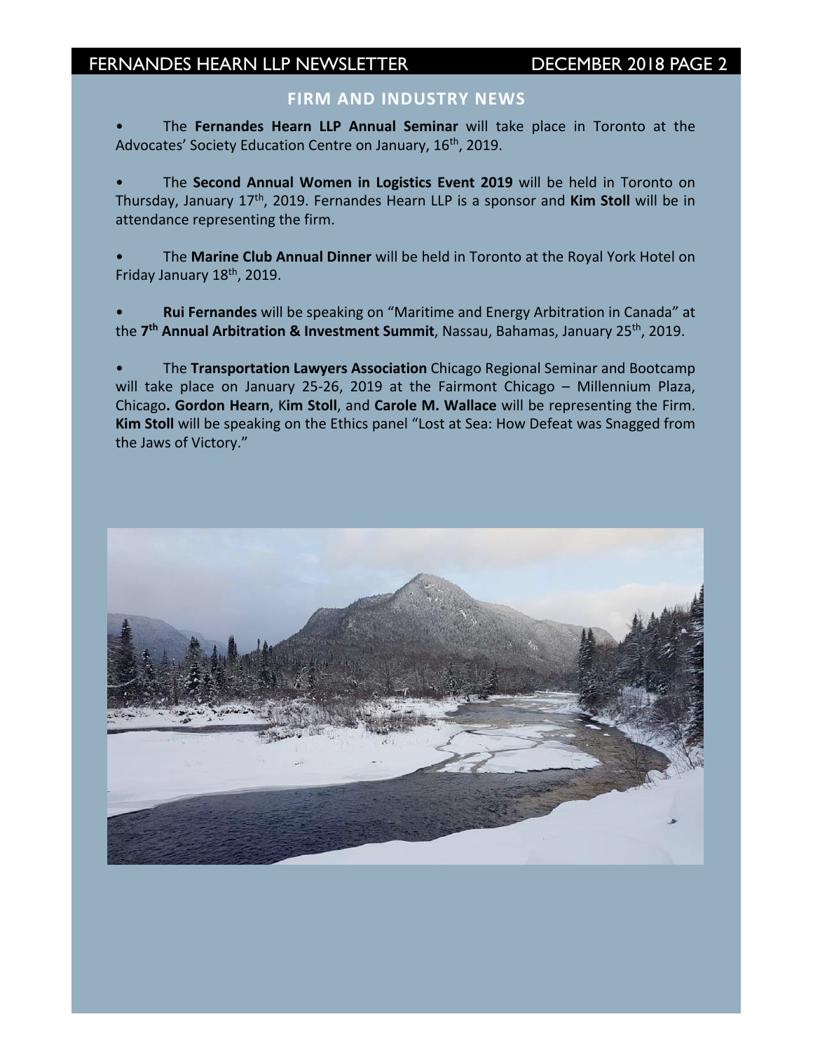## FIRM AND INDUSTRY NEWS

- The **Fernandes Hearn LLP Annual Seminar** will take place in Toronto at the Advocates' Society Education Centre on January, 16th, 2019.

- The **Second Annual Women in Logistics Event 2019** will be held in Toronto on Thursday, January 17th, 2019. Fernandes Hearn LLP is a sponsor and **Kim Stoll** will be in attendance representing the firm.

- The **Marine Club Annual Dinner** will be held in Toronto at the Royal York Hotel on Friday January 18th, 2019.

- **Rui Fernandes** will be speaking on "Maritime and Energy Arbitration in Canada" at the **7th Annual Arbitration & Investment Summit**, Nassau, Bahamas, January 25th, 2019.

- The **Transportation Lawyers Association** Chicago Regional Seminar and Bootcamp will take place on January 25-26, 2019 at the Fairmont Chicago – Millennium Plaza, Chicago**. Gordon Hearn**, K**im Stoll**, and **Carole M. Wallace** will be representing the Firm. **Kim Stoll** will be speaking on the Ethics panel "Lost at Sea: How Defeat was Snagged from the Jaws of Victory."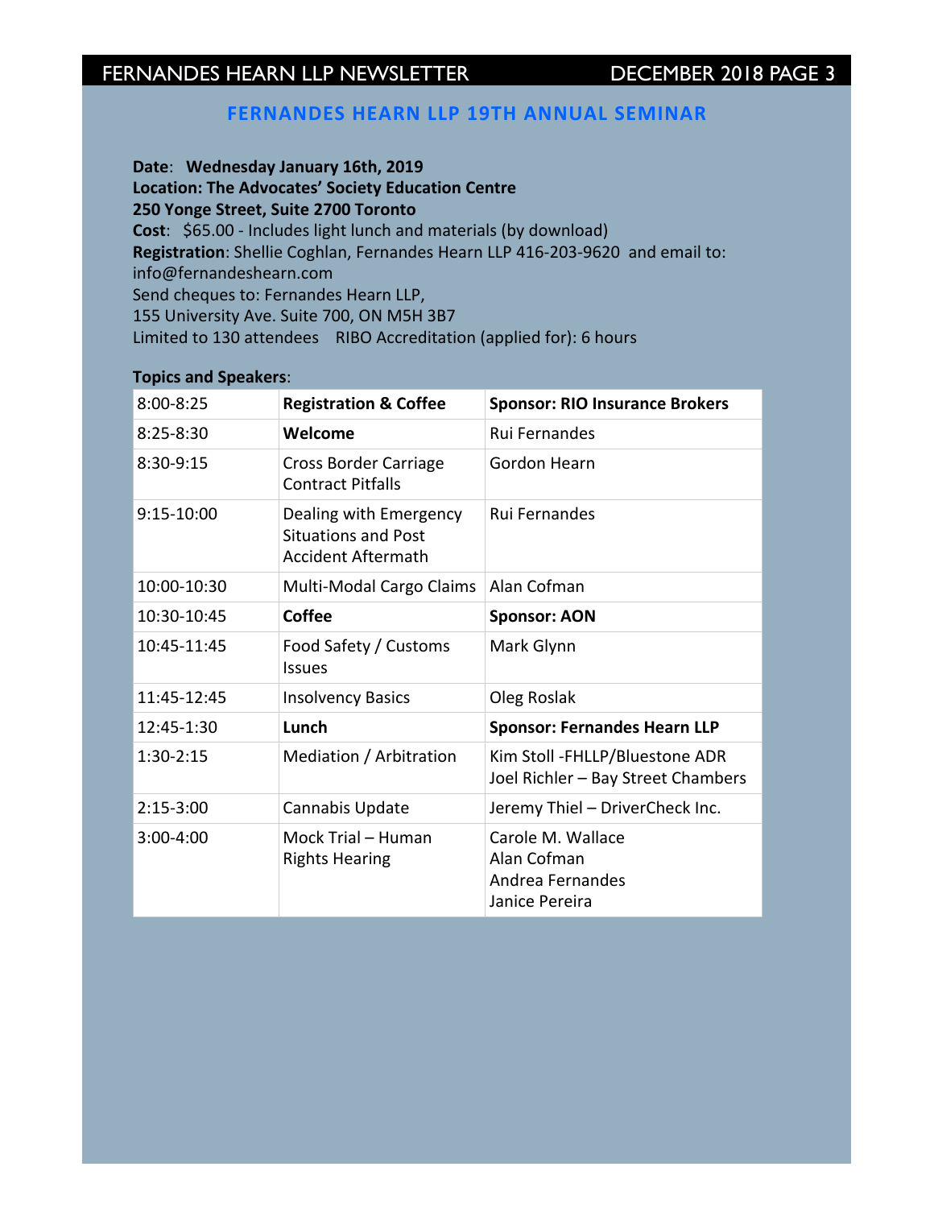## FERNANDES HEARN LLP 19TH ANNUAL SEMINAR

**Date**: **Wednesday January 16th, 2019**
**Location: The Advocates' Society Education Centre**
**250 Yonge Street, Suite 2700 Toronto**
**Cost**: $65.00 - Includes light lunch and materials (by download)
**Registration**: Shellie Coghlan, Fernandes Hearn LLP 416-203-9620 and email to: info@fernandeshearn.com
Send cheques to: Fernandes Hearn LLP,
155 University Ave. Suite 700, ON M5H 3B7
Limited to 130 attendees RIBO Accreditation (applied for): 6 hours

**Topics and Speakers**:

| | | |
|---|---|---|
| 8:00-8:25 | **Registration & Coffee** | **Sponsor: RIO Insurance Brokers** |
| 8:25-8:30 | **Welcome** | Rui Fernandes |
| 8:30-9:15 | Cross Border Carriage Contract Pitfalls | Gordon Hearn |
| 9:15-10:00 | Dealing with Emergency Situations and Post Accident Aftermath | Rui Fernandes |
| 10:00-10:30 | Multi-Modal Cargo Claims | Alan Cofman |
| 10:30-10:45 | **Coffee** | **Sponsor: AON** |
| 10:45-11:45 | Food Safety / Customs Issues | Mark Glynn |
| 11:45-12:45 | Insolvency Basics | Oleg Roslak |
| 12:45-1:30 | **Lunch** | **Sponsor: Fernandes Hearn LLP** |
| 1:30-2:15 | Mediation / Arbitration | Kim Stoll -FHLLP/Bluestone ADR<br>Joel Richler – Bay Street Chambers |
| 2:15-3:00 | Cannabis Update | Jeremy Thiel – DriverCheck Inc. |
| 3:00-4:00 | Mock Trial – Human Rights Hearing | Carole M. Wallace<br>Alan Cofman<br>Andrea Fernandes<br>Janice Pereira |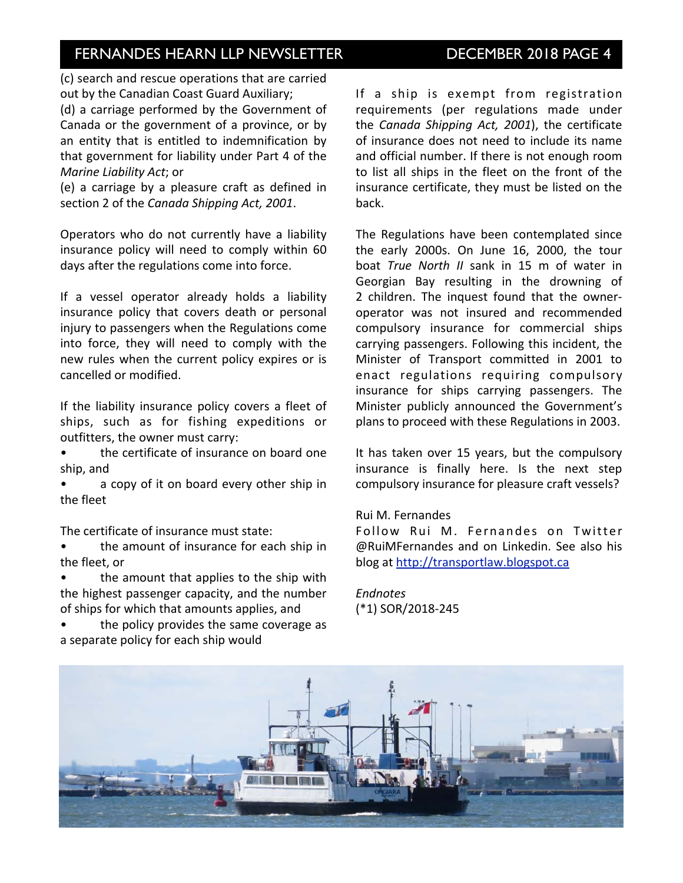(c) search and rescue operations that are carried out by the Canadian Coast Guard Auxiliary;

(d) a carriage performed by the Government of Canada or the government of a province, or by an entity that is entitled to indemnification by that government for liability under Part 4 of the *Marine Liability Act*; or

(e) a carriage by a pleasure craft as defined in section 2 of the *Canada Shipping Act, 2001*.

Operators who do not currently have a liability insurance policy will need to comply within 60 days after the regulations come into force.

If a vessel operator already holds a liability insurance policy that covers death or personal injury to passengers when the Regulations come into force, they will need to comply with the new rules when the current policy expires or is cancelled or modified.

If the liability insurance policy covers a fleet of ships, such as for fishing expeditions or outfitters, the owner must carry:

- the certificate of insurance on board one ship, and
- a copy of it on board every other ship in the fleet

The certificate of insurance must state:

- the amount of insurance for each ship in the fleet, or
- the amount that applies to the ship with the highest passenger capacity, and the number of ships for which that amounts applies, and
- the policy provides the same coverage as a separate policy for each ship would

If a ship is exempt from registration requirements (per regulations made under the *Canada Shipping Act, 2001*), the certificate of insurance does not need to include its name and official number. If there is not enough room to list all ships in the fleet on the front of the insurance certificate, they must be listed on the back.

The Regulations have been contemplated since the early 2000s. On June 16, 2000, the tour boat *True North II* sank in 15 m of water in Georgian Bay resulting in the drowning of 2 children. The inquest found that the owner-operator was not insured and recommended compulsory insurance for commercial ships carrying passengers. Following this incident, the Minister of Transport committed in 2001 to enact regulations requiring compulsory insurance for ships carrying passengers. The Minister publicly announced the Government's plans to proceed with these Regulations in 2003.

It has taken over 15 years, but the compulsory insurance is finally here. Is the next step compulsory insurance for pleasure craft vessels?

Rui M. Fernandes

Follow Rui M. Fernandes on Twitter @RuiMFernandes and on Linkedin. See also his blog at http://transportlaw.blogspot.ca

*Endnotes*

(*1) SOR/2018-245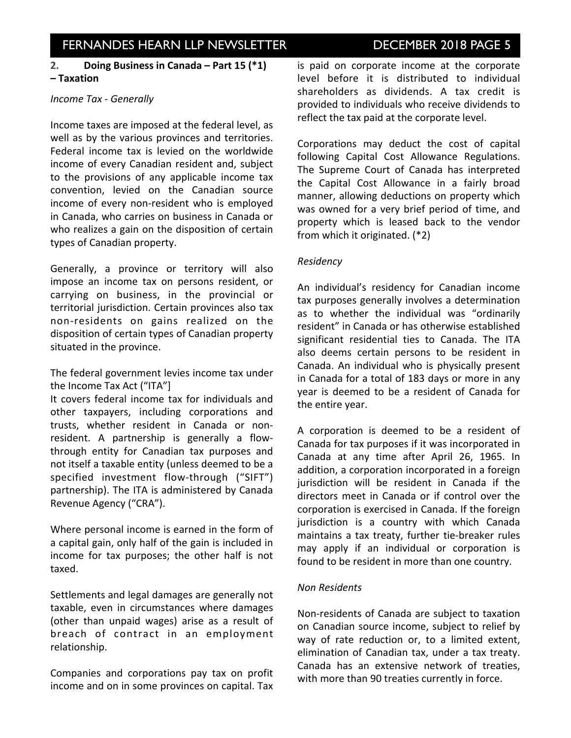## 2. Doing Business in Canada – Part 15 (*1) – Taxation

*Income Tax - Generally*

Income taxes are imposed at the federal level, as well as by the various provinces and territories. Federal income tax is levied on the worldwide income of every Canadian resident and, subject to the provisions of any applicable income tax convention, levied on the Canadian source income of every non-resident who is employed in Canada, who carries on business in Canada or who realizes a gain on the disposition of certain types of Canadian property.

Generally, a province or territory will also impose an income tax on persons resident, or carrying on business, in the provincial or territorial jurisdiction. Certain provinces also tax non-residents on gains realized on the disposition of certain types of Canadian property situated in the province.

The federal government levies income tax under the Income Tax Act ("ITA"]
It covers federal income tax for individuals and other taxpayers, including corporations and trusts, whether resident in Canada or non-resident. A partnership is generally a flow-through entity for Canadian tax purposes and not itself a taxable entity (unless deemed to be a specified investment flow-through ("SIFT") partnership). The ITA is administered by Canada Revenue Agency ("CRA").

Where personal income is earned in the form of a capital gain, only half of the gain is included in income for tax purposes; the other half is not taxed.

Settlements and legal damages are generally not taxable, even in circumstances where damages (other than unpaid wages) arise as a result of breach of contract in an employment relationship.

Companies and corporations pay tax on profit income and on in some provinces on capital. Tax is paid on corporate income at the corporate level before it is distributed to individual shareholders as dividends. A tax credit is provided to individuals who receive dividends to reflect the tax paid at the corporate level.

Corporations may deduct the cost of capital following Capital Cost Allowance Regulations. The Supreme Court of Canada has interpreted the Capital Cost Allowance in a fairly broad manner, allowing deductions on property which was owned for a very brief period of time, and property which is leased back to the vendor from which it originated. (*2)

*Residency*

An individual's residency for Canadian income tax purposes generally involves a determination as to whether the individual was "ordinarily resident" in Canada or has otherwise established significant residential ties to Canada. The ITA also deems certain persons to be resident in Canada. An individual who is physically present in Canada for a total of 183 days or more in any year is deemed to be a resident of Canada for the entire year.

A corporation is deemed to be a resident of Canada for tax purposes if it was incorporated in Canada at any time after April 26, 1965. In addition, a corporation incorporated in a foreign jurisdiction will be resident in Canada if the directors meet in Canada or if control over the corporation is exercised in Canada. If the foreign jurisdiction is a country with which Canada maintains a tax treaty, further tie-breaker rules may apply if an individual or corporation is found to be resident in more than one country.

*Non Residents*

Non-residents of Canada are subject to taxation on Canadian source income, subject to relief by way of rate reduction or, to a limited extent, elimination of Canadian tax, under a tax treaty. Canada has an extensive network of treaties, with more than 90 treaties currently in force.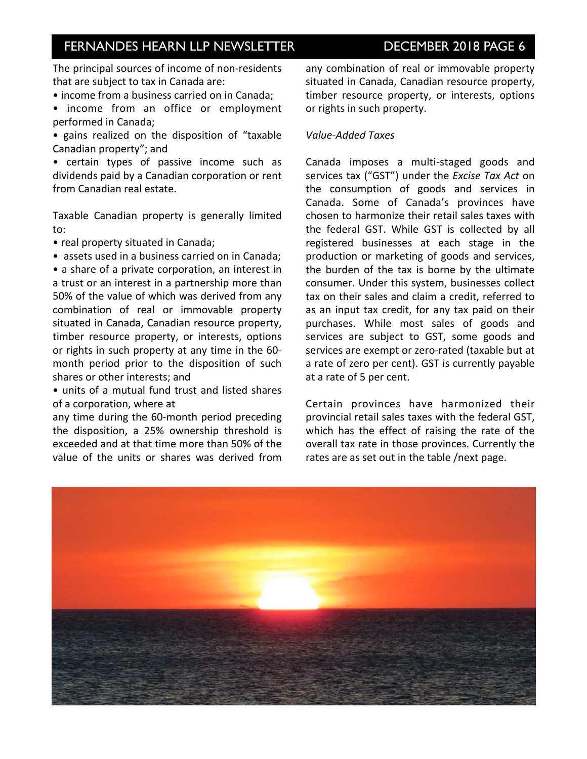The principal sources of income of non-residents that are subject to tax in Canada are:

- income from a business carried on in Canada;
- income from an office or employment performed in Canada;
- gains realized on the disposition of "taxable Canadian property"; and
- certain types of passive income such as dividends paid by a Canadian corporation or rent from Canadian real estate.

Taxable Canadian property is generally limited to:

- real property situated in Canada;
- assets used in a business carried on in Canada;
- a share of a private corporation, an interest in a trust or an interest in a partnership more than 50% of the value of which was derived from any combination of real or immovable property situated in Canada, Canadian resource property, timber resource property, or interests, options or rights in such property at any time in the 60-month period prior to the disposition of such shares or other interests; and
- units of a mutual fund trust and listed shares of a corporation, where at any time during the 60-month period preceding the disposition, a 25% ownership threshold is exceeded and at that time more than 50% of the value of the units or shares was derived from any combination of real or immovable property situated in Canada, Canadian resource property, timber resource property, or interests, options or rights in such property.

*Value-Added Taxes*

Canada imposes a multi-staged goods and services tax ("GST") under the *Excise Tax Act* on the consumption of goods and services in Canada. Some of Canada's provinces have chosen to harmonize their retail sales taxes with the federal GST. While GST is collected by all registered businesses at each stage in the production or marketing of goods and services, the burden of the tax is borne by the ultimate consumer. Under this system, businesses collect tax on their sales and claim a credit, referred to as an input tax credit, for any tax paid on their purchases. While most sales of goods and services are subject to GST, some goods and services are exempt or zero-rated (taxable but at a rate of zero per cent). GST is currently payable at a rate of 5 per cent.

Certain provinces have harmonized their provincial retail sales taxes with the federal GST, which has the effect of raising the rate of the overall tax rate in those provinces. Currently the rates are as set out in the table /next page.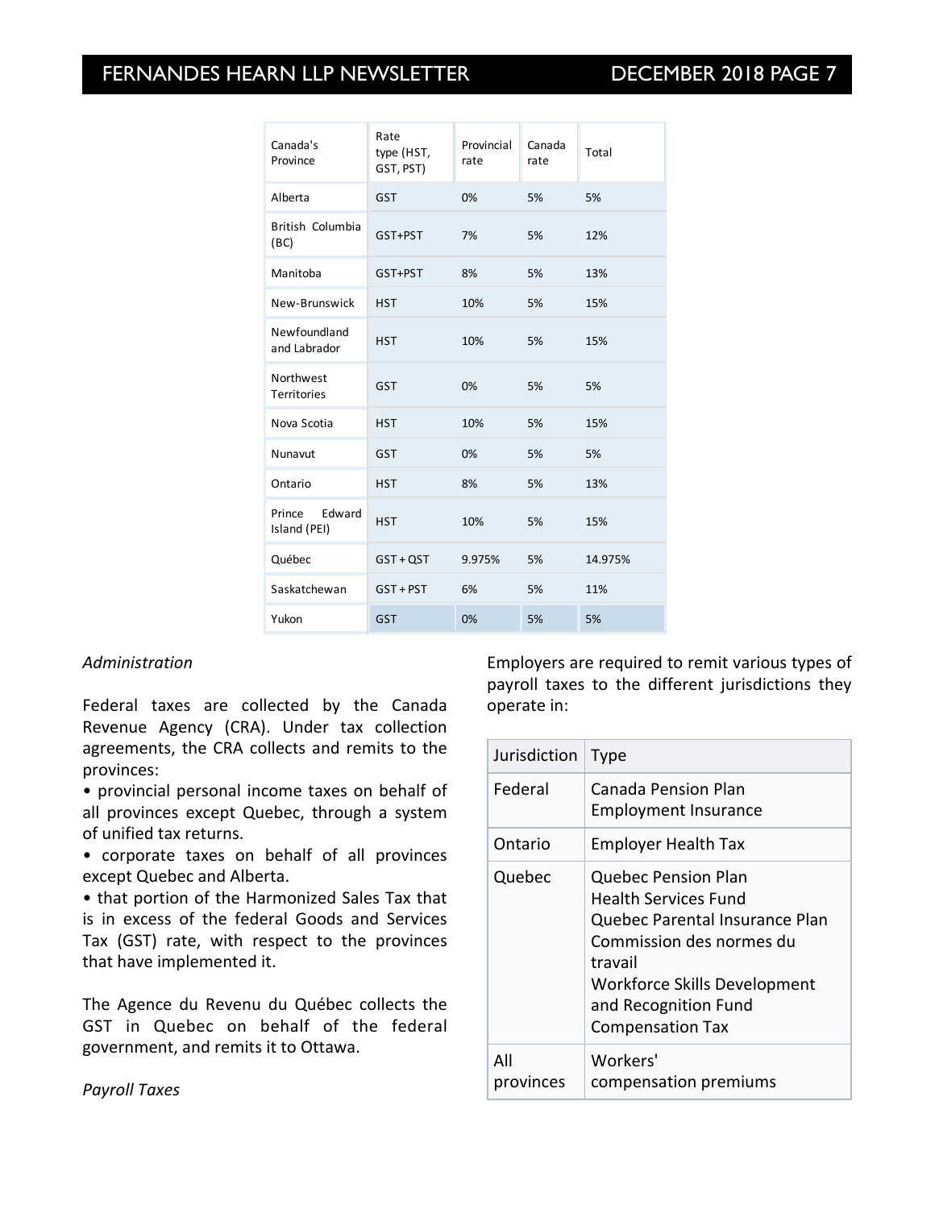| Canada's Province | Rate type (HST, GST, PST) | Provincial rate | Canada rate | Total |
|---|---|---|---|---|
| Alberta | GST | 0% | 5% | 5% |
| British Columbia (BC) | GST+PST | 7% | 5% | 12% |
| Manitoba | GST+PST | 8% | 5% | 13% |
| New-Brunswick | HST | 10% | 5% | 15% |
| Newfoundland and Labrador | HST | 10% | 5% | 15% |
| Northwest Territories | GST | 0% | 5% | 5% |
| Nova Scotia | HST | 10% | 5% | 15% |
| Nunavut | GST | 0% | 5% | 5% |
| Ontario | HST | 8% | 5% | 13% |
| Prince Edward Island (PEI) | HST | 10% | 5% | 15% |
| Québec | GST + QST | 9.975% | 5% | 14.975% |
| Saskatchewan | GST + PST | 6% | 5% | 11% |
| Yukon | GST | 0% | 5% | 5% |

*Administration*

Federal taxes are collected by the Canada Revenue Agency (CRA). Under tax collection agreements, the CRA collects and remits to the provinces:

- provincial personal income taxes on behalf of all provinces except Quebec, through a system of unified tax returns.
- corporate taxes on behalf of all provinces except Quebec and Alberta.
- that portion of the Harmonized Sales Tax that is in excess of the federal Goods and Services Tax (GST) rate, with respect to the provinces that have implemented it.

The Agence du Revenu du Québec collects the GST in Quebec on behalf of the federal government, and remits it to Ottawa.

*Payroll Taxes*

Employers are required to remit various types of payroll taxes to the different jurisdictions they operate in:

| Jurisdiction | Type |
|---|---|
| Federal | Canada Pension Plan<br>Employment Insurance |
| Ontario | Employer Health Tax |
| Quebec | Quebec Pension Plan<br>Health Services Fund<br>Quebec Parental Insurance Plan<br>Commission des normes du travail<br>Workforce Skills Development and Recognition Fund<br>Compensation Tax |
| All provinces | Workers' compensation premiums |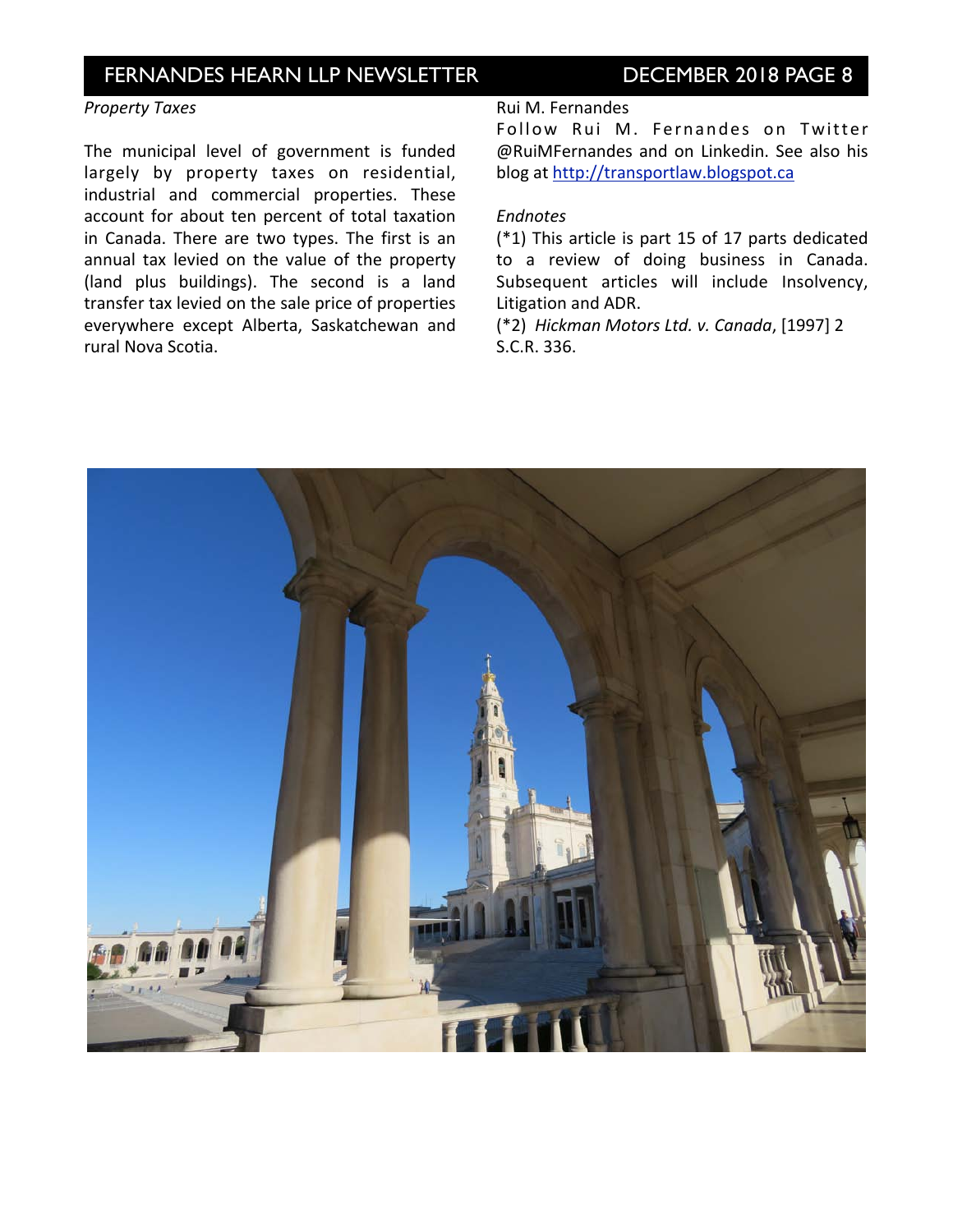*Property Taxes*

The municipal level of government is funded largely by property taxes on residential, industrial and commercial properties. These account for about ten percent of total taxation in Canada. There are two types. The first is an annual tax levied on the value of the property (land plus buildings). The second is a land transfer tax levied on the sale price of properties everywhere except Alberta, Saskatchewan and rural Nova Scotia.

Rui M. Fernandes

Follow Rui M. Fernandes on Twitter @RuiMFernandes and on Linkedin. See also his blog at [http://transportlaw.blogspot.ca](http://transportlaw.blogspot.ca)

*Endnotes*

(*1) This article is part 15 of 17 parts dedicated to a review of doing business in Canada. Subsequent articles will include Insolvency, Litigation and ADR.

(*2) *Hickman Motors Ltd. v. Canada*, [1997] 2 S.C.R. 336.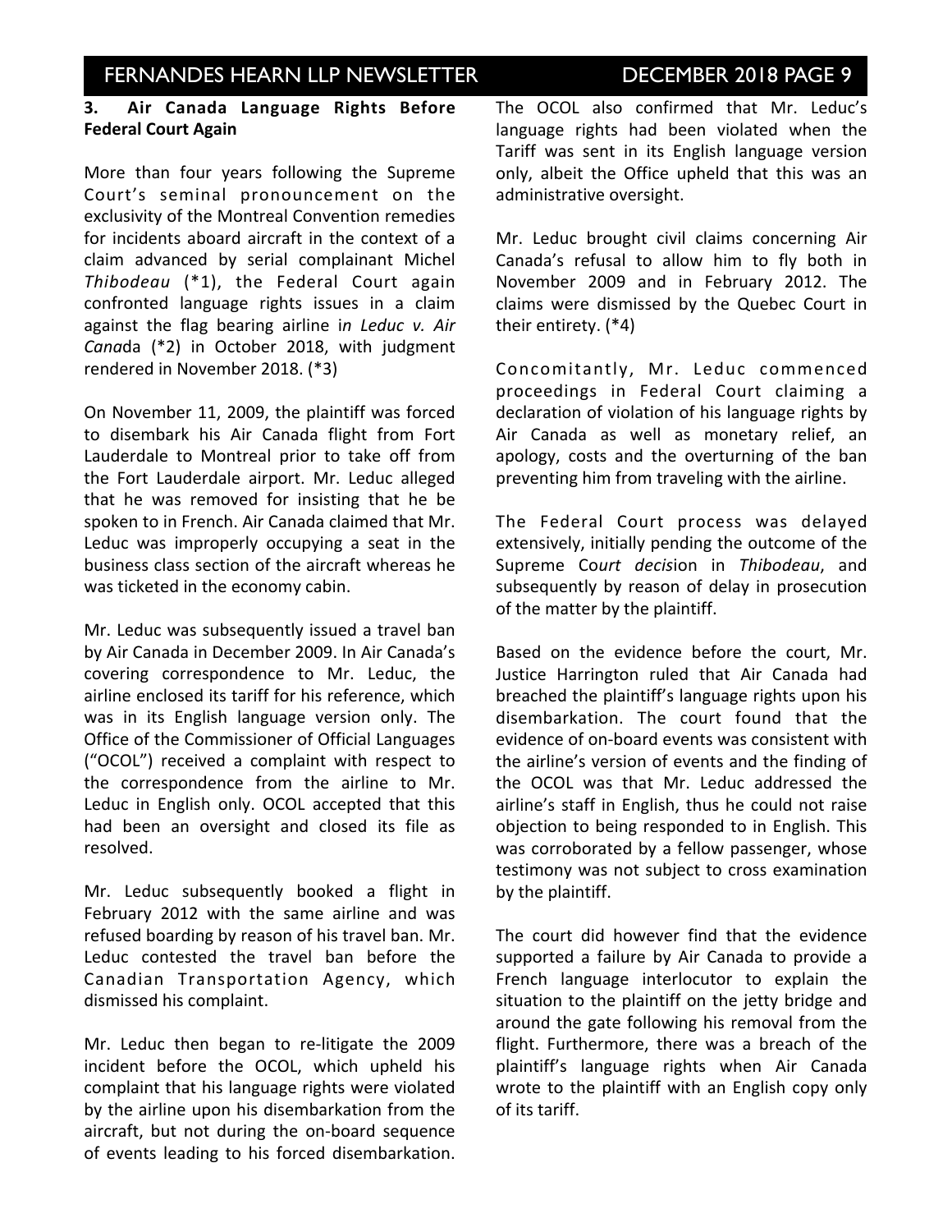### 3. Air Canada Language Rights Before Federal Court Again

More than four years following the Supreme Court's seminal pronouncement on the exclusivity of the Montreal Convention remedies for incidents aboard aircraft in the context of a claim advanced by serial complainant Michel *Thibodeau* (*1), the Federal Court again confronted language rights issues in a claim against the flag bearing airline i*n Leduc v. Air Cana*da (*2) in October 2018, with judgment rendered in November 2018. (*3)

On November 11, 2009, the plaintiff was forced to disembark his Air Canada flight from Fort Lauderdale to Montreal prior to take off from the Fort Lauderdale airport. Mr. Leduc alleged that he was removed for insisting that he be spoken to in French. Air Canada claimed that Mr. Leduc was improperly occupying a seat in the business class section of the aircraft whereas he was ticketed in the economy cabin.

Mr. Leduc was subsequently issued a travel ban by Air Canada in December 2009. In Air Canada's covering correspondence to Mr. Leduc, the airline enclosed its tariff for his reference, which was in its English language version only. The Office of the Commissioner of Official Languages ("OCOL") received a complaint with respect to the correspondence from the airline to Mr. Leduc in English only. OCOL accepted that this had been an oversight and closed its file as resolved.

Mr. Leduc subsequently booked a flight in February 2012 with the same airline and was refused boarding by reason of his travel ban. Mr. Leduc contested the travel ban before the Canadian Transportation Agency, which dismissed his complaint.

Mr. Leduc then began to re-litigate the 2009 incident before the OCOL, which upheld his complaint that his language rights were violated by the airline upon his disembarkation from the aircraft, but not during the on-board sequence of events leading to his forced disembarkation. The OCOL also confirmed that Mr. Leduc's language rights had been violated when the Tariff was sent in its English language version only, albeit the Office upheld that this was an administrative oversight.

Mr. Leduc brought civil claims concerning Air Canada's refusal to allow him to fly both in November 2009 and in February 2012. The claims were dismissed by the Quebec Court in their entirety. (*4)

Concomitantly, Mr. Leduc commenced proceedings in Federal Court claiming a declaration of violation of his language rights by Air Canada as well as monetary relief, an apology, costs and the overturning of the ban preventing him from traveling with the airline.

The Federal Court process was delayed extensively, initially pending the outcome of the Supreme Co*urt decis*ion in *Thibodeau*, and subsequently by reason of delay in prosecution of the matter by the plaintiff.

Based on the evidence before the court, Mr. Justice Harrington ruled that Air Canada had breached the plaintiff's language rights upon his disembarkation. The court found that the evidence of on-board events was consistent with the airline's version of events and the finding of the OCOL was that Mr. Leduc addressed the airline's staff in English, thus he could not raise objection to being responded to in English. This was corroborated by a fellow passenger, whose testimony was not subject to cross examination by the plaintiff.

The court did however find that the evidence supported a failure by Air Canada to provide a French language interlocutor to explain the situation to the plaintiff on the jetty bridge and around the gate following his removal from the flight. Furthermore, there was a breach of the plaintiff's language rights when Air Canada wrote to the plaintiff with an English copy only of its tariff.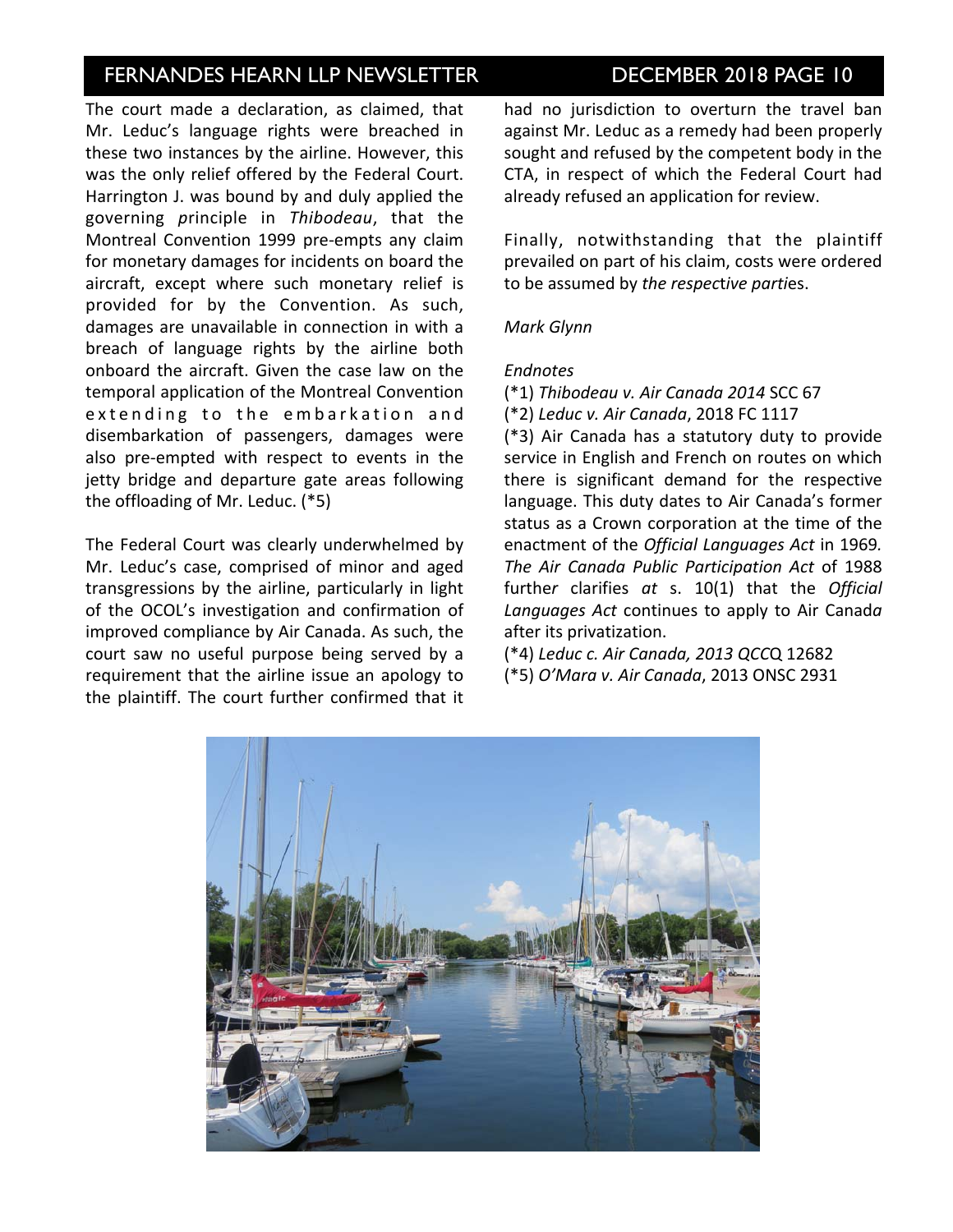The court made a declaration, as claimed, that Mr. Leduc's language rights were breached in these two instances by the airline. However, this was the only relief offered by the Federal Court. Harrington J. was bound by and duly applied the governing principle in *Thibodeau*, that the Montreal Convention 1999 pre-empts any claim for monetary damages for incidents on board the aircraft, except where such monetary relief is provided for by the Convention. As such, damages are unavailable in connection in with a breach of language rights by the airline both onboard the aircraft. Given the case law on the temporal application of the Montreal Convention extending to the embarkation and disembarkation of passengers, damages were also pre-empted with respect to events in the jetty bridge and departure gate areas following the offloading of Mr. Leduc. (*5)

The Federal Court was clearly underwhelmed by Mr. Leduc's case, comprised of minor and aged transgressions by the airline, particularly in light of the OCOL's investigation and confirmation of improved compliance by Air Canada. As such, the court saw no useful purpose being served by a requirement that the airline issue an apology to the plaintiff. The court further confirmed that it had no jurisdiction to overturn the travel ban against Mr. Leduc as a remedy had been properly sought and refused by the competent body in the CTA, in respect of which the Federal Court had already refused an application for review.

Finally, notwithstanding that the plaintiff prevailed on part of his claim, costs were ordered to be assumed by *the respective parties*.

*Mark Glynn*

*Endnotes*

(*1) *Thibodeau v. Air Canada 2014* SCC 67

(*2) *Leduc v. Air Canada*, 2018 FC 1117

(*3) Air Canada has a statutory duty to provide service in English and French on routes on which there is significant demand for the respective language. This duty dates to Air Canada's former status as a Crown corporation at the time of the enactment of the *Official Languages Act* in 1969. *The Air Canada Public Participation Act* of 1988 further clarifies *at* s. 10(1) that the *Official Languages Act* continues to apply to Air Canada after its privatization.

(*4) *Leduc c. Air Canada, 2013 QCC*Q 12682

(*5) *O'Mara v. Air Canada*, 2013 ONSC 2931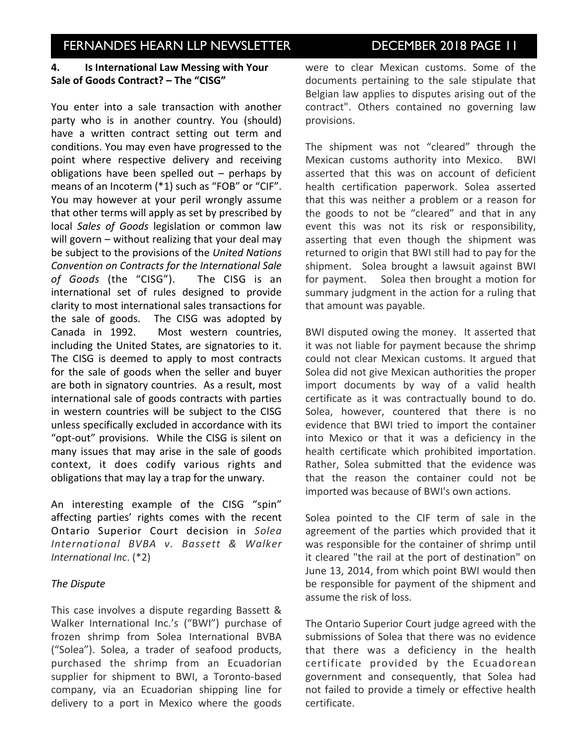### 4. Is International Law Messing with Your Sale of Goods Contract? – The "CISG"

You enter into a sale transaction with another party who is in another country. You (should) have a written contract setting out term and conditions. You may even have progressed to the point where respective delivery and receiving obligations have been spelled out – perhaps by means of an Incoterm (*1) such as "FOB" or "CIF". You may however at your peril wrongly assume that other terms will apply as set by prescribed by local *Sales of Goods* legislation or common law will govern – without realizing that your deal may be subject to the provisions of the *United Nations Convention on Contracts for the International Sale of Goods* (the "CISG"). The CISG is an international set of rules designed to provide clarity to most international sales transactions for the sale of goods. The CISG was adopted by Canada in 1992. Most western countries, including the United States, are signatories to it. The CISG is deemed to apply to most contracts for the sale of goods when the seller and buyer are both in signatory countries. As a result, most international sale of goods contracts with parties in western countries will be subject to the CISG unless specifically excluded in accordance with its "opt-out" provisions. While the CISG is silent on many issues that may arise in the sale of goods context, it does codify various rights and obligations that may lay a trap for the unwary.

An interesting example of the CISG "spin" affecting parties' rights comes with the recent Ontario Superior Court decision in *Solea International BVBA v. Bassett & Walker International Inc*. (*2)

*The Dispute*

This case involves a dispute regarding Bassett & Walker International Inc.'s ("BWI") purchase of frozen shrimp from Solea International BVBA ("Solea"). Solea, a trader of seafood products, purchased the shrimp from an Ecuadorian supplier for shipment to BWI, a Toronto-based company, via an Ecuadorian shipping line for delivery to a port in Mexico where the goods were to clear Mexican customs. Some of the documents pertaining to the sale stipulate that Belgian law applies to disputes arising out of the contract". Others contained no governing law provisions.

The shipment was not "cleared" through the Mexican customs authority into Mexico. BWI asserted that this was on account of deficient health certification paperwork. Solea asserted that this was neither a problem or a reason for the goods to not be "cleared" and that in any event this was not its risk or responsibility, asserting that even though the shipment was returned to origin that BWI still had to pay for the shipment. Solea brought a lawsuit against BWI for payment. Solea then brought a motion for summary judgment in the action for a ruling that that amount was payable.

BWI disputed owing the money. It asserted that it was not liable for payment because the shrimp could not clear Mexican customs. It argued that Solea did not give Mexican authorities the proper import documents by way of a valid health certificate as it was contractually bound to do. Solea, however, countered that there is no evidence that BWI tried to import the container into Mexico or that it was a deficiency in the health certificate which prohibited importation. Rather, Solea submitted that the evidence was that the reason the container could not be imported was because of BWI's own actions.

Solea pointed to the CIF term of sale in the agreement of the parties which provided that it was responsible for the container of shrimp until it cleared "the rail at the port of destination" on June 13, 2014, from which point BWI would then be responsible for payment of the shipment and assume the risk of loss.

The Ontario Superior Court judge agreed with the submissions of Solea that there was no evidence that there was a deficiency in the health certificate provided by the Ecuadorean government and consequently, that Solea had not failed to provide a timely or effective health certificate.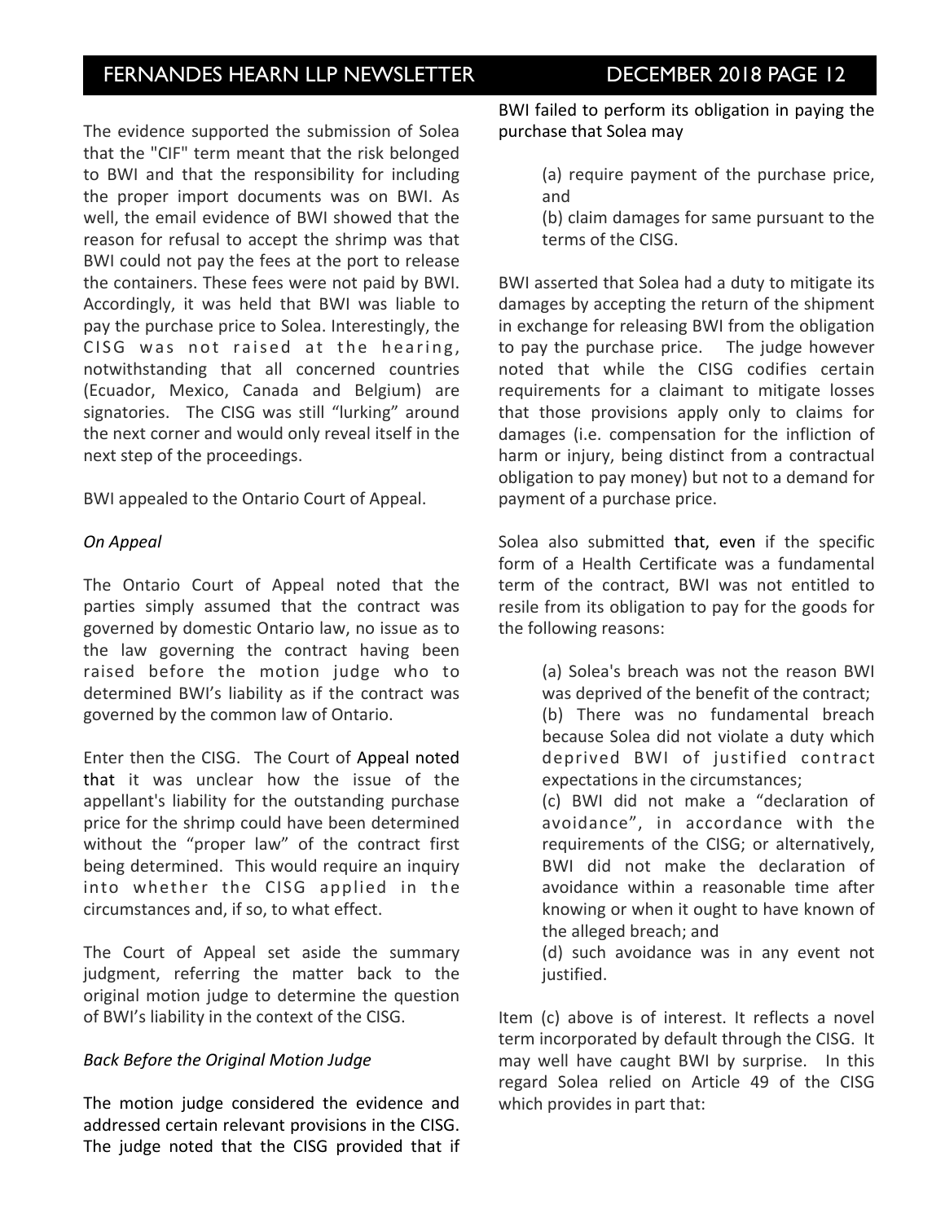The evidence supported the submission of Solea that the "CIF" term meant that the risk belonged to BWI and that the responsibility for including the proper import documents was on BWI. As well, the email evidence of BWI showed that the reason for refusal to accept the shrimp was that BWI could not pay the fees at the port to release the containers. These fees were not paid by BWI. Accordingly, it was held that BWI was liable to pay the purchase price to Solea. Interestingly, the CISG was not raised at the hearing, notwithstanding that all concerned countries (Ecuador, Mexico, Canada and Belgium) are signatories. The CISG was still "lurking" around the next corner and would only reveal itself in the next step of the proceedings.

BWI appealed to the Ontario Court of Appeal.

*On Appeal*

The Ontario Court of Appeal noted that the parties simply assumed that the contract was governed by domestic Ontario law, no issue as to the law governing the contract having been raised before the motion judge who to determined BWI's liability as if the contract was governed by the common law of Ontario.

Enter then the CISG. The Court of Appeal noted that it was unclear how the issue of the appellant's liability for the outstanding purchase price for the shrimp could have been determined without the "proper law" of the contract first being determined. This would require an inquiry into whether the CISG applied in the circumstances and, if so, to what effect.

The Court of Appeal set aside the summary judgment, referring the matter back to the original motion judge to determine the question of BWI's liability in the context of the CISG.

*Back Before the Original Motion Judge*

The motion judge considered the evidence and addressed certain relevant provisions in the CISG. The judge noted that the CISG provided that if BWI failed to perform its obligation in paying the purchase that Solea may

> (a) require payment of the purchase price, and
>
> (b) claim damages for same pursuant to the terms of the CISG.

BWI asserted that Solea had a duty to mitigate its damages by accepting the return of the shipment in exchange for releasing BWI from the obligation to pay the purchase price. The judge however noted that while the CISG codifies certain requirements for a claimant to mitigate losses that those provisions apply only to claims for damages (i.e. compensation for the infliction of harm or injury, being distinct from a contractual obligation to pay money) but not to a demand for payment of a purchase price.

Solea also submitted that, even if the specific form of a Health Certificate was a fundamental term of the contract, BWI was not entitled to resile from its obligation to pay for the goods for the following reasons:

> (a) Solea's breach was not the reason BWI was deprived of the benefit of the contract;
>
> (b) There was no fundamental breach because Solea did not violate a duty which deprived BWI of justified contract expectations in the circumstances;
>
> (c) BWI did not make a "declaration of avoidance", in accordance with the requirements of the CISG; or alternatively, BWI did not make the declaration of avoidance within a reasonable time after knowing or when it ought to have known of the alleged breach; and
>
> (d) such avoidance was in any event not justified.

Item (c) above is of interest. It reflects a novel term incorporated by default through the CISG. It may well have caught BWI by surprise. In this regard Solea relied on Article 49 of the CISG which provides in part that: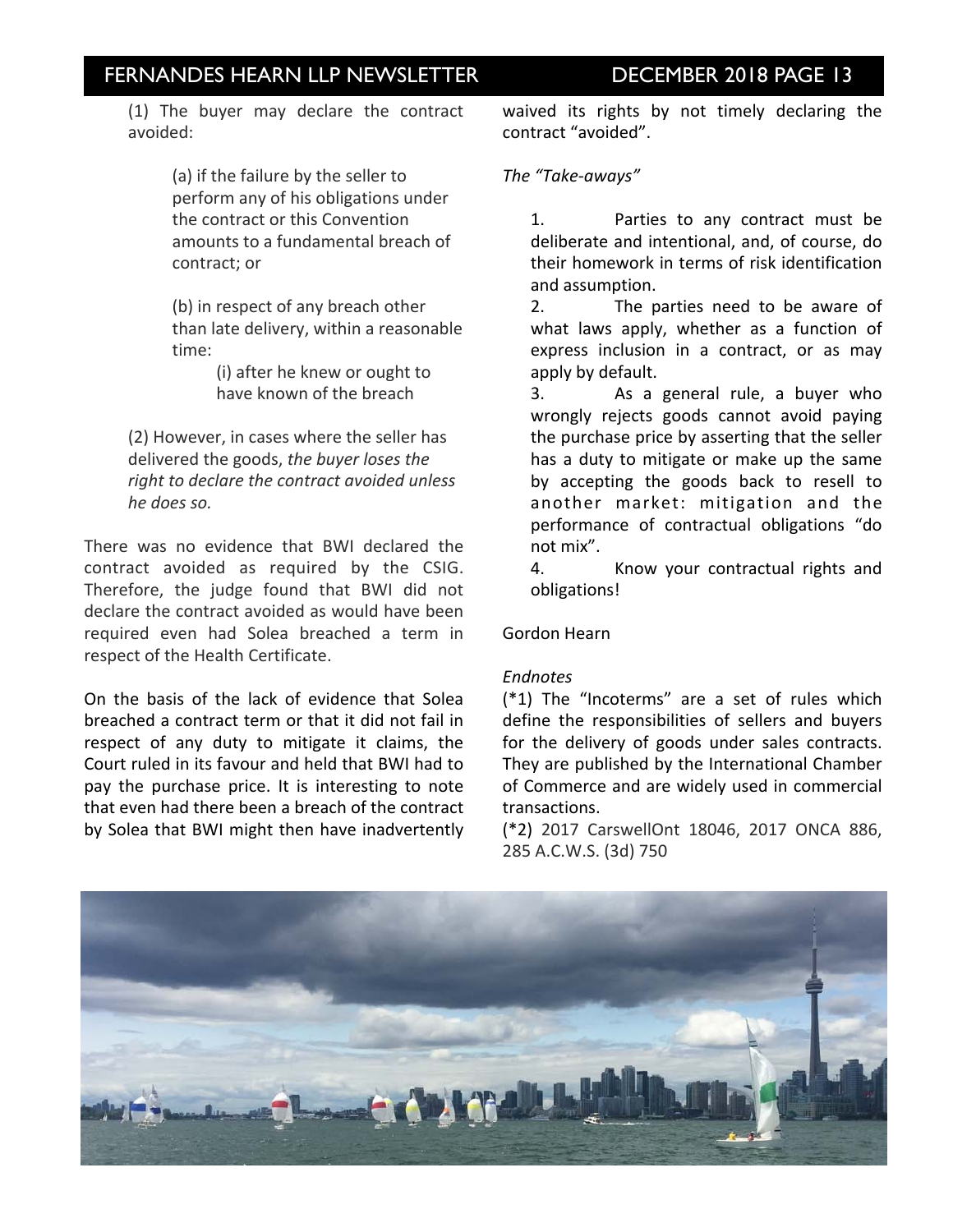(1) The buyer may declare the contract avoided:

> (a) if the failure by the seller to perform any of his obligations under the contract or this Convention amounts to a fundamental breach of contract; or
>
> (b) in respect of any breach other than late delivery, within a reasonable time:
>
> > (i) after he knew or ought to have known of the breach

(2) However, in cases where the seller has delivered the goods, *the buyer loses the right to declare the contract avoided unless he does so.*

There was no evidence that BWI declared the contract avoided as required by the CSIG. Therefore, the judge found that BWI did not declare the contract avoided as would have been required even had Solea breached a term in respect of the Health Certificate.

On the basis of the lack of evidence that Solea breached a contract term or that it did not fail in respect of any duty to mitigate it claims, the Court ruled in its favour and held that BWI had to pay the purchase price. It is interesting to note that even had there been a breach of the contract by Solea that BWI might then have inadvertently waived its rights by not timely declaring the contract "avoided".

*The "Take-aways"*

1. Parties to any contract must be deliberate and intentional, and, of course, do their homework in terms of risk identification and assumption.
2. The parties need to be aware of what laws apply, whether as a function of express inclusion in a contract, or as may apply by default.
3. As a general rule, a buyer who wrongly rejects goods cannot avoid paying the purchase price by asserting that the seller has a duty to mitigate or make up the same by accepting the goods back to resell to another market: mitigation and the performance of contractual obligations "do not mix".
4. Know your contractual rights and obligations!

Gordon Hearn

*Endnotes*

(*1) The "Incoterms" are a set of rules which define the responsibilities of sellers and buyers for the delivery of goods under sales contracts. They are published by the International Chamber of Commerce and are widely used in commercial transactions.

(*2) 2017 CarswellOnt 18046, 2017 ONCA 886, 285 A.C.W.S. (3d) 750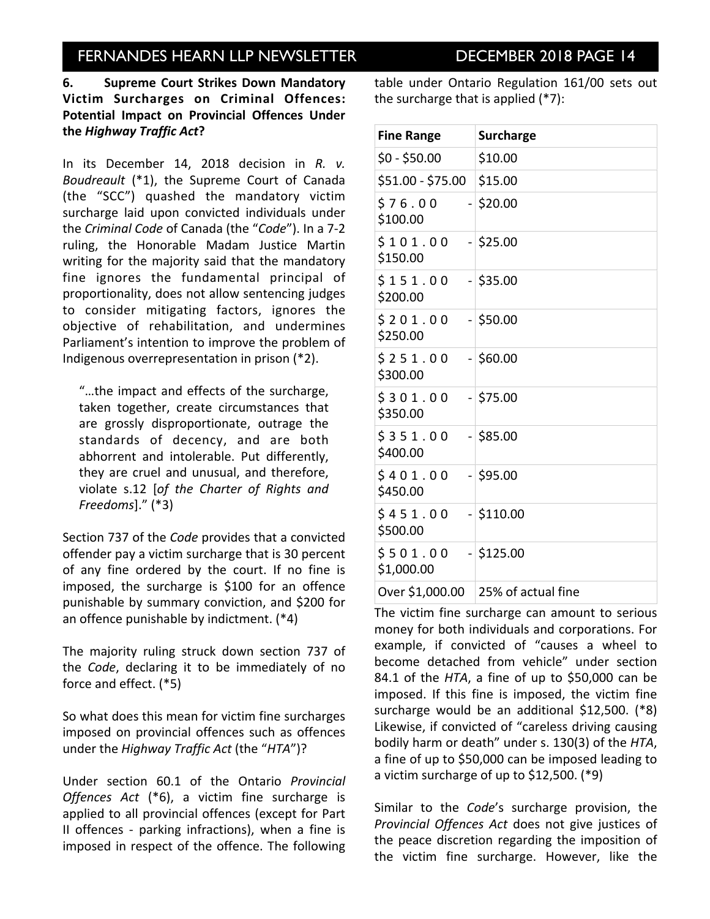### 6. Supreme Court Strikes Down Mandatory Victim Surcharges on Criminal Offences: Potential Impact on Provincial Offences Under the *Highway Traffic Act*?

In its December 14, 2018 decision in *R. v. Boudreault* (*1), the Supreme Court of Canada (the "SCC") quashed the mandatory victim surcharge laid upon convicted individuals under the *Criminal Code* of Canada (the "*Code*"). In a 7-2 ruling, the Honorable Madam Justice Martin writing for the majority said that the mandatory fine ignores the fundamental principal of proportionality, does not allow sentencing judges to consider mitigating factors, ignores the objective of rehabilitation, and undermines Parliament's intention to improve the problem of Indigenous overrepresentation in prison (*2).

> "…the impact and effects of the surcharge, taken together, create circumstances that are grossly disproportionate, outrage the standards of decency, and are both abhorrent and intolerable. Put differently, they are cruel and unusual, and therefore, violate s.12 [*of the Charter of Rights and Freedoms*]." (*3)

Section 737 of the *Code* provides that a convicted offender pay a victim surcharge that is 30 percent of any fine ordered by the court. If no fine is imposed, the surcharge is $100 for an offence punishable by summary conviction, and $200 for an offence punishable by indictment. (*4)

The majority ruling struck down section 737 of the *Code*, declaring it to be immediately of no force and effect. (*5)

So what does this mean for victim fine surcharges imposed on provincial offences such as offences under the *Highway Traffic Act* (the "*HTA*")?

Under section 60.1 of the Ontario *Provincial Offences Act* (*6), a victim fine surcharge is applied to all provincial offences (except for Part II offences - parking infractions), when a fine is imposed in respect of the offence. The following table under Ontario Regulation 161/00 sets out the surcharge that is applied (*7):

| Fine Range | Surcharge |
|---|---|
| $0 - $50.00 | $10.00 |
| $51.00 - $75.00 | $15.00 |
| $76.00 - $100.00 | $20.00 |
| $101.00 - $150.00 | $25.00 |
| $151.00 - $200.00 | $35.00 |
| $201.00 - $250.00 | $50.00 |
| $251.00 - $300.00 | $60.00 |
| $301.00 - $350.00 | $75.00 |
| $351.00 - $400.00 | $85.00 |
| $401.00 - $450.00 | $95.00 |
| $451.00 - $500.00 | $110.00 |
| $501.00 - $1,000.00 | $125.00 |
| Over $1,000.00 | 25% of actual fine |

The victim fine surcharge can amount to serious money for both individuals and corporations. For example, if convicted of "causes a wheel to become detached from vehicle" under section 84.1 of the *HTA*, a fine of up to $50,000 can be imposed. If this fine is imposed, the victim fine surcharge would be an additional $12,500. (*8) Likewise, if convicted of "careless driving causing bodily harm or death" under s. 130(3) of the *HTA*, a fine of up to $50,000 can be imposed leading to a victim surcharge of up to $12,500. (*9)

Similar to the *Code*'s surcharge provision, the *Provincial Offences Act* does not give justices of the peace discretion regarding the imposition of the victim fine surcharge. However, like the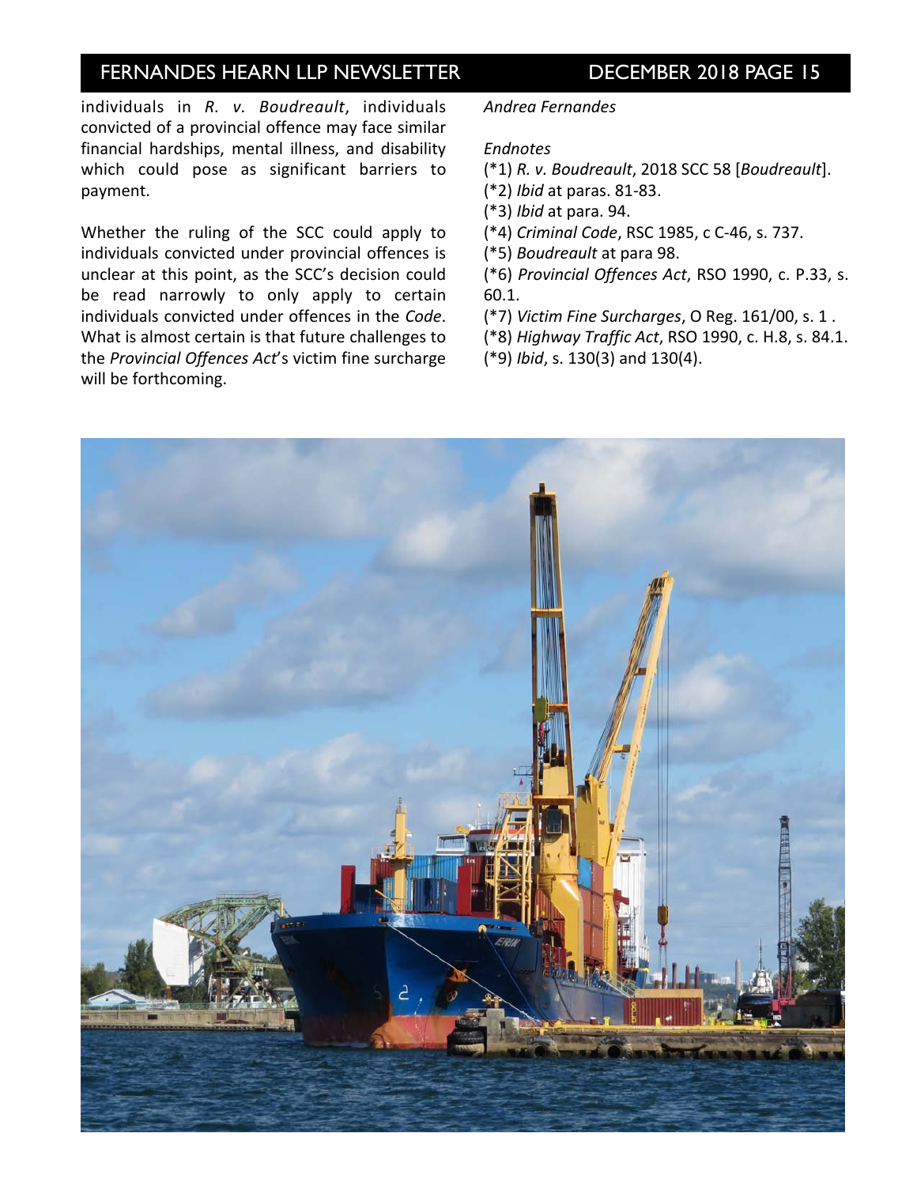individuals in *R. v. Boudreault*, individuals convicted of a provincial offence may face similar financial hardships, mental illness, and disability which could pose as significant barriers to payment.

Whether the ruling of the SCC could apply to individuals convicted under provincial offences is unclear at this point, as the SCC's decision could be read narrowly to only apply to certain individuals convicted under offences in the *Code*. What is almost certain is that future challenges to the *Provincial Offences Act*'s victim fine surcharge will be forthcoming.

*Andrea Fernandes*

*Endnotes*

(*1) *R. v. Boudreault*, 2018 SCC 58 [*Boudreault*].
(*2) *Ibid* at paras. 81-83.
(*3) *Ibid* at para. 94.
(*4) *Criminal Code*, RSC 1985, c C-46, s. 737.
(*5) *Boudreault* at para 98.
(*6) *Provincial Offences Act*, RSO 1990, c. P.33, s. 60.1.
(*7) *Victim Fine Surcharges*, O Reg. 161/00, s. 1 .
(*8) *Highway Traffic Act*, RSO 1990, c. H.8, s. 84.1.
(*9) *Ibid*, s. 130(3) and 130(4).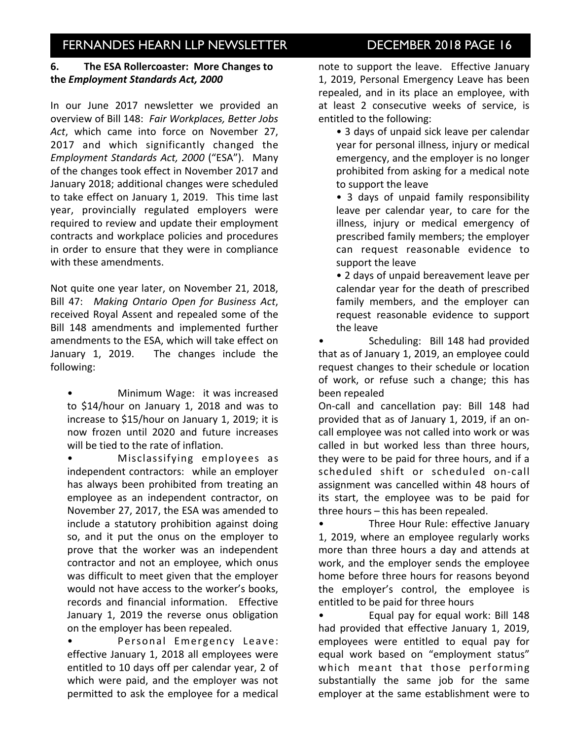### 6. The ESA Rollercoaster: More Changes to the *Employment Standards Act, 2000*

In our June 2017 newsletter we provided an overview of Bill 148: *Fair Workplaces, Better Jobs Act*, which came into force on November 27, 2017 and which significantly changed the *Employment Standards Act, 2000* ("ESA"). Many of the changes took effect in November 2017 and January 2018; additional changes were scheduled to take effect on January 1, 2019. This time last year, provincially regulated employers were required to review and update their employment contracts and workplace policies and procedures in order to ensure that they were in compliance with these amendments.

Not quite one year later, on November 21, 2018, Bill 47: *Making Ontario Open for Business Act*, received Royal Assent and repealed some of the Bill 148 amendments and implemented further amendments to the ESA, which will take effect on January 1, 2019. The changes include the following:

- Minimum Wage: it was increased to $14/hour on January 1, 2018 and was to increase to $15/hour on January 1, 2019; it is now frozen until 2020 and future increases will be tied to the rate of inflation.
- Misclassifying employees as independent contractors: while an employer has always been prohibited from treating an employee as an independent contractor, on November 27, 2017, the ESA was amended to include a statutory prohibition against doing so, and it put the onus on the employer to prove that the worker was an independent contractor and not an employee, which onus was difficult to meet given that the employer would not have access to the worker's books, records and financial information. Effective January 1, 2019 the reverse onus obligation on the employer has been repealed.
- Personal Emergency Leave: effective January 1, 2018 all employees were entitled to 10 days off per calendar year, 2 of which were paid, and the employer was not permitted to ask the employee for a medical note to support the leave. Effective January 1, 2019, Personal Emergency Leave has been repealed, and in its place an employee, with at least 2 consecutive weeks of service, is entitled to the following:
  - 3 days of unpaid sick leave per calendar year for personal illness, injury or medical emergency, and the employer is no longer prohibited from asking for a medical note to support the leave
  - 3 days of unpaid family responsibility leave per calendar year, to care for the illness, injury or medical emergency of prescribed family members; the employer can request reasonable evidence to support the leave
  - 2 days of unpaid bereavement leave per calendar year for the death of prescribed family members, and the employer can request reasonable evidence to support the leave
- Scheduling: Bill 148 had provided that as of January 1, 2019, an employee could request changes to their schedule or location of work, or refuse such a change; this has been repealed

On-call and cancellation pay: Bill 148 had provided that as of January 1, 2019, if an on-call employee was not called into work or was called in but worked less than three hours, they were to be paid for three hours, and if a scheduled shift or scheduled on-call assignment was cancelled within 48 hours of its start, the employee was to be paid for three hours – this has been repealed.

- Three Hour Rule: effective January 1, 2019, where an employee regularly works more than three hours a day and attends at work, and the employer sends the employee home before three hours for reasons beyond the employer's control, the employee is entitled to be paid for three hours
- Equal pay for equal work: Bill 148 had provided that effective January 1, 2019, employees were entitled to equal pay for equal work based on "employment status" which meant that those performing substantially the same job for the same employer at the same establishment were to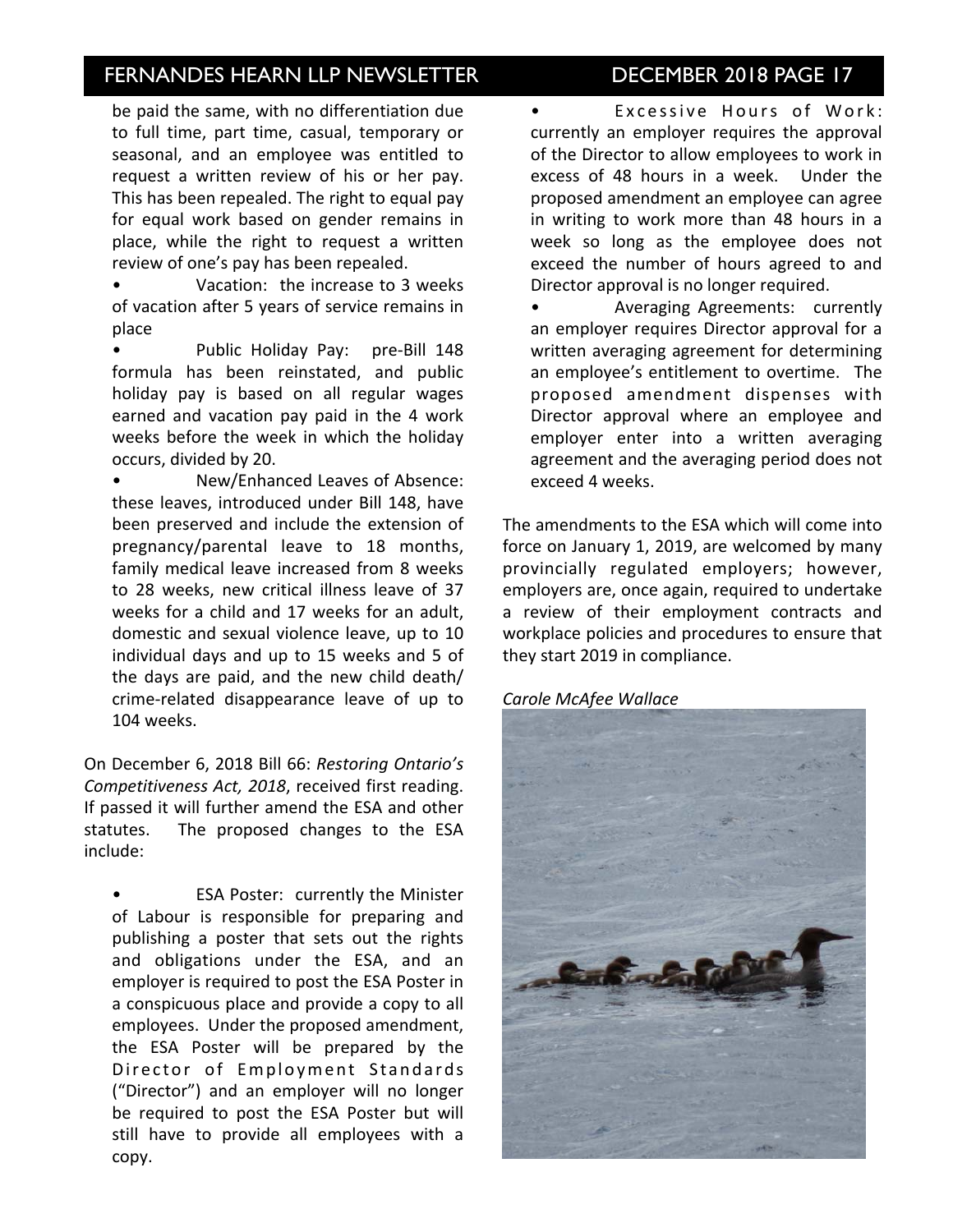be paid the same, with no differentiation due to full time, part time, casual, temporary or seasonal, and an employee was entitled to request a written review of his or her pay. This has been repealed. The right to equal pay for equal work based on gender remains in place, while the right to request a written review of one's pay has been repealed.

- Vacation: the increase to 3 weeks of vacation after 5 years of service remains in place
- Public Holiday Pay: pre-Bill 148 formula has been reinstated, and public holiday pay is based on all regular wages earned and vacation pay paid in the 4 work weeks before the week in which the holiday occurs, divided by 20.
- New/Enhanced Leaves of Absence: these leaves, introduced under Bill 148, have been preserved and include the extension of pregnancy/parental leave to 18 months, family medical leave increased from 8 weeks to 28 weeks, new critical illness leave of 37 weeks for a child and 17 weeks for an adult, domestic and sexual violence leave, up to 10 individual days and up to 15 weeks and 5 of the days are paid, and the new child death/ crime-related disappearance leave of up to 104 weeks.

On December 6, 2018 Bill 66: *Restoring Ontario's Competitiveness Act, 2018*, received first reading. If passed it will further amend the ESA and other statutes. The proposed changes to the ESA include:

- ESA Poster: currently the Minister of Labour is responsible for preparing and publishing a poster that sets out the rights and obligations under the ESA, and an employer is required to post the ESA Poster in a conspicuous place and provide a copy to all employees. Under the proposed amendment, the ESA Poster will be prepared by the Director of Employment Standards ("Director") and an employer will no longer be required to post the ESA Poster but will still have to provide all employees with a copy.
- Excessive Hours of Work: currently an employer requires the approval of the Director to allow employees to work in excess of 48 hours in a week. Under the proposed amendment an employee can agree in writing to work more than 48 hours in a week so long as the employee does not exceed the number of hours agreed to and Director approval is no longer required.
- Averaging Agreements: currently an employer requires Director approval for a written averaging agreement for determining an employee's entitlement to overtime. The proposed amendment dispenses with Director approval where an employee and employer enter into a written averaging agreement and the averaging period does not exceed 4 weeks.

The amendments to the ESA which will come into force on January 1, 2019, are welcomed by many provincially regulated employers; however, employers are, once again, required to undertake a review of their employment contracts and workplace policies and procedures to ensure that they start 2019 in compliance.

*Carole McAfee Wallace*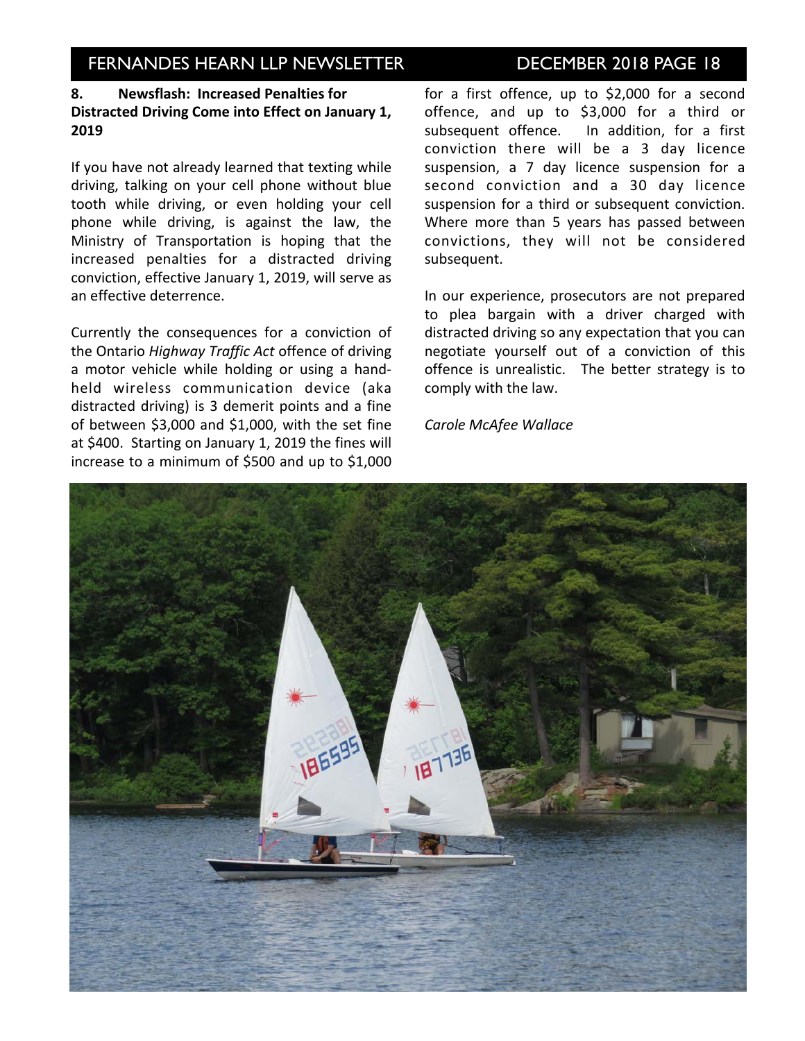**8. Newsflash: Increased Penalties for Distracted Driving Come into Effect on January 1, 2019**

If you have not already learned that texting while driving, talking on your cell phone without blue tooth while driving, or even holding your cell phone while driving, is against the law, the Ministry of Transportation is hoping that the increased penalties for a distracted driving conviction, effective January 1, 2019, will serve as an effective deterrence.

Currently the consequences for a conviction of the Ontario *Highway Traffic Act* offence of driving a motor vehicle while holding or using a hand-held wireless communication device (aka distracted driving) is 3 demerit points and a fine of between $3,000 and $1,000, with the set fine at $400. Starting on January 1, 2019 the fines will increase to a minimum of $500 and up to $1,000 for a first offence, up to $2,000 for a second offence, and up to $3,000 for a third or subsequent offence. In addition, for a first conviction there will be a 3 day licence suspension, a 7 day licence suspension for a second conviction and a 30 day licence suspension for a third or subsequent conviction. Where more than 5 years has passed between convictions, they will not be considered subsequent.

In our experience, prosecutors are not prepared to plea bargain with a driver charged with distracted driving so any expectation that you can negotiate yourself out of a conviction of this offence is unrealistic. The better strategy is to comply with the law.

*Carole McAfee Wallace*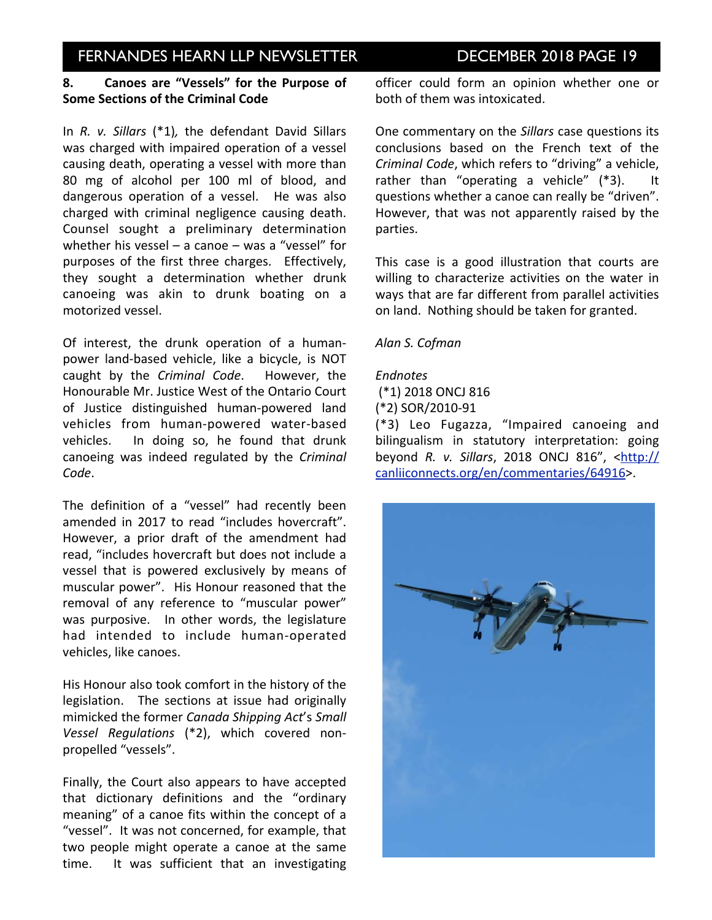## 8. Canoes are "Vessels" for the Purpose of Some Sections of the Criminal Code

In *R. v. Sillars* (*1), the defendant David Sillars was charged with impaired operation of a vessel causing death, operating a vessel with more than 80 mg of alcohol per 100 ml of blood, and dangerous operation of a vessel. He was also charged with criminal negligence causing death. Counsel sought a preliminary determination whether his vessel – a canoe – was a "vessel" for purposes of the first three charges. Effectively, they sought a determination whether drunk canoeing was akin to drunk boating on a motorized vessel.

Of interest, the drunk operation of a human-power land-based vehicle, like a bicycle, is NOT caught by the *Criminal Code*. However, the Honourable Mr. Justice West of the Ontario Court of Justice distinguished human-powered land vehicles from human-powered water-based vehicles. In doing so, he found that drunk canoeing was indeed regulated by the *Criminal Code*.

The definition of a "vessel" had recently been amended in 2017 to read "includes hovercraft". However, a prior draft of the amendment had read, "includes hovercraft but does not include a vessel that is powered exclusively by means of muscular power". His Honour reasoned that the removal of any reference to "muscular power" was purposive. In other words, the legislature had intended to include human-operated vehicles, like canoes.

His Honour also took comfort in the history of the legislation. The sections at issue had originally mimicked the former *Canada Shipping Act*'s *Small Vessel Regulations* (*2), which covered non-propelled "vessels".

Finally, the Court also appears to have accepted that dictionary definitions and the "ordinary meaning" of a canoe fits within the concept of a "vessel". It was not concerned, for example, that two people might operate a canoe at the same time. It was sufficient that an investigating officer could form an opinion whether one or both of them was intoxicated.

One commentary on the *Sillars* case questions its conclusions based on the French text of the *Criminal Code*, which refers to "driving" a vehicle, rather than "operating a vehicle" (*3). It questions whether a canoe can really be "driven". However, that was not apparently raised by the parties.

This case is a good illustration that courts are willing to characterize activities on the water in ways that are far different from parallel activities on land. Nothing should be taken for granted.

*Alan S. Cofman*

*Endnotes*

(*1) 2018 ONCJ 816

(*2) SOR/2010-91

(*3) Leo Fugazza, "Impaired canoeing and bilingualism in statutory interpretation: going beyond *R. v. Sillars*, 2018 ONCJ 816", <http://canliiconnects.org/en/commentaries/64916>.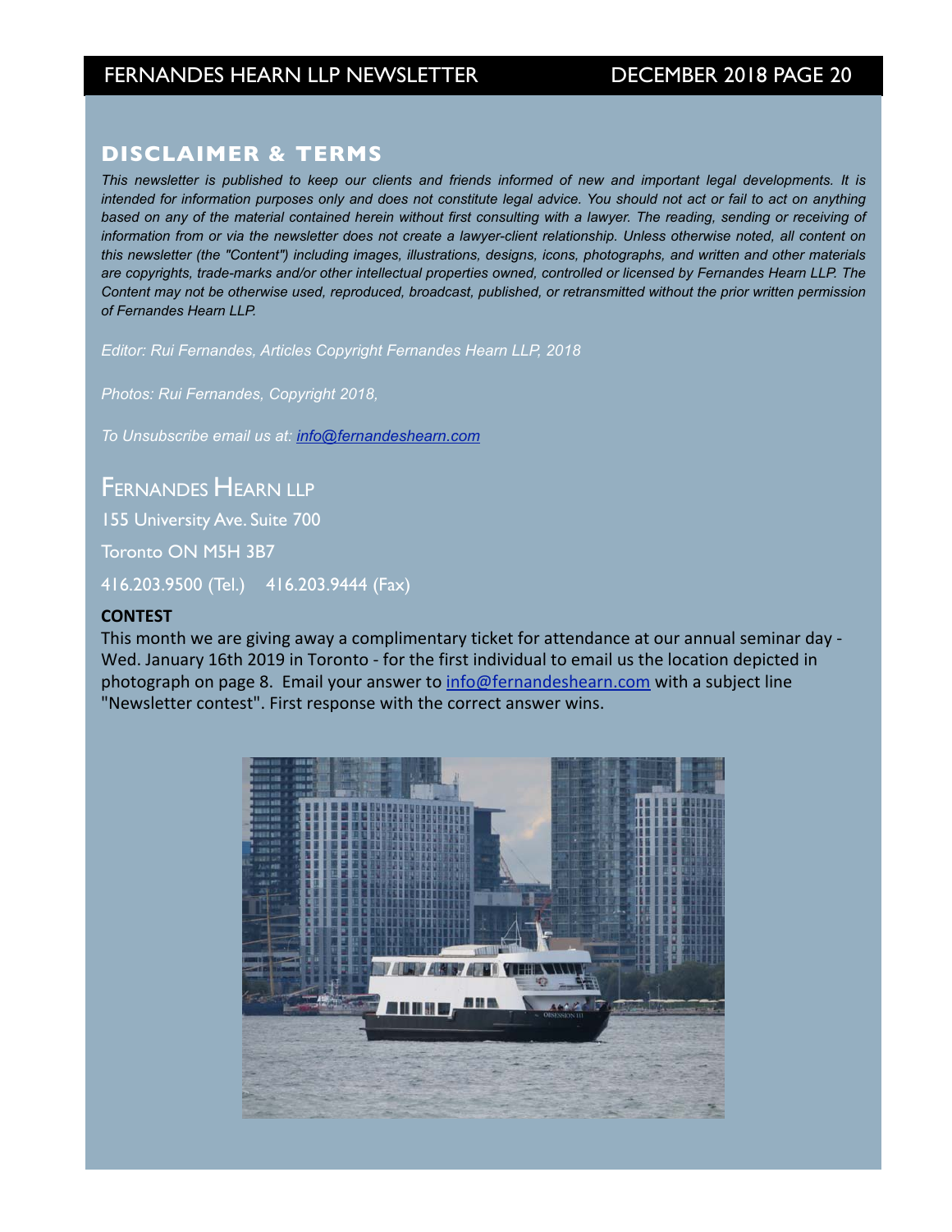## DISCLAIMER & TERMS

*This newsletter is published to keep our clients and friends informed of new and important legal developments. It is intended for information purposes only and does not constitute legal advice. You should not act or fail to act on anything based on any of the material contained herein without first consulting with a lawyer. The reading, sending or receiving of information from or via the newsletter does not create a lawyer-client relationship. Unless otherwise noted, all content on this newsletter (the "Content") including images, illustrations, designs, icons, photographs, and written and other materials are copyrights, trade-marks and/or other intellectual properties owned, controlled or licensed by Fernandes Hearn LLP. The Content may not be otherwise used, reproduced, broadcast, published, or retransmitted without the prior written permission of Fernandes Hearn LLP.*

*Editor: Rui Fernandes, Articles Copyright Fernandes Hearn LLP, 2018*

*Photos: Rui Fernandes, Copyright 2018,*

*To Unsubscribe email us at: info@fernandeshearn.com*

FERNANDES HEARN LLP

155 University Ave. Suite 700

Toronto ON M5H 3B7

416.203.9500 (Tel.) 416.203.9444 (Fax)

**CONTEST**

This month we are giving away a complimentary ticket for attendance at our annual seminar day - Wed. January 16th 2019 in Toronto - for the first individual to email us the location depicted in photograph on page 8. Email your answer to info@fernandeshearn.com with a subject line "Newsletter contest". First response with the correct answer wins.